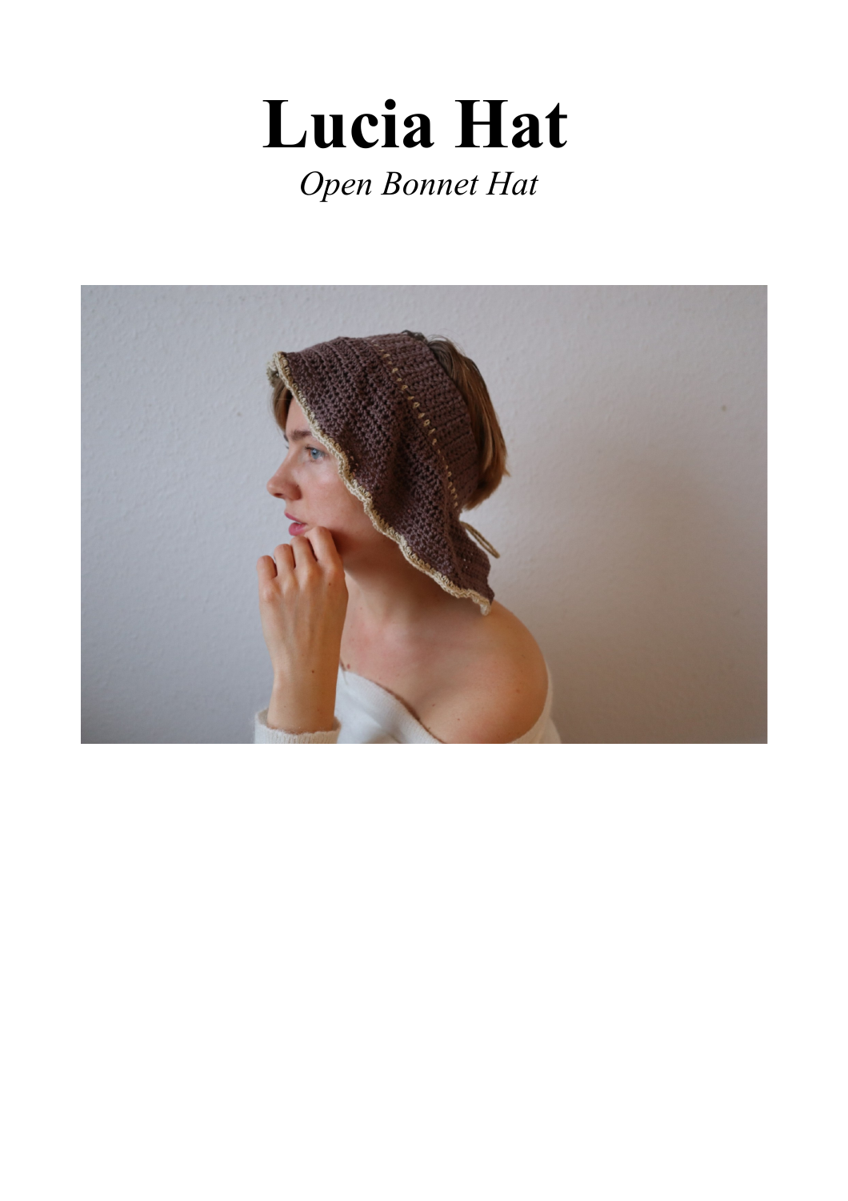# Lucia Hat

*Open Bonnet Hat*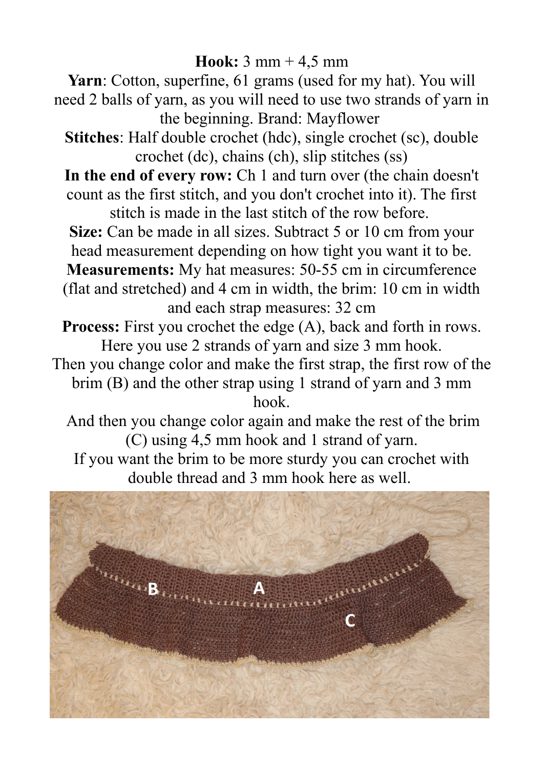**Hook:** 3 mm + 4,5 mm

**Yarn**: Cotton, superfine, 61 grams (used for my hat). You will need 2 balls of yarn, as you will need to use two strands of yarn in the beginning. Brand: Mayflower

**Stitches**: Half double crochet (hdc), single crochet (sc), double crochet (dc), chains (ch), slip stitches (ss)

**In the end of every row:** Ch 1 and turn over (the chain doesn't count as the first stitch, and you don't crochet into it). The first stitch is made in the last stitch of the row before.

**Size:** Can be made in all sizes. Subtract 5 or 10 cm from your head measurement depending on how tight you want it to be.

**Measurements:** My hat measures: 50-55 cm in circumference (flat and stretched) and 4 cm in width, the brim: 10 cm in width and each strap measures: 32 cm

**Process:** First you crochet the edge (A), back and forth in rows. Here you use 2 strands of yarn and size 3 mm hook.

Then you change color and make the first strap, the first row of the brim (B) and the other strap using 1 strand of yarn and 3 mm hook.

And then you change color again and make the rest of the brim (C) using 4,5 mm hook and 1 strand of yarn.

If you want the brim to be more sturdy you can crochet with double thread and 3 mm hook here as well.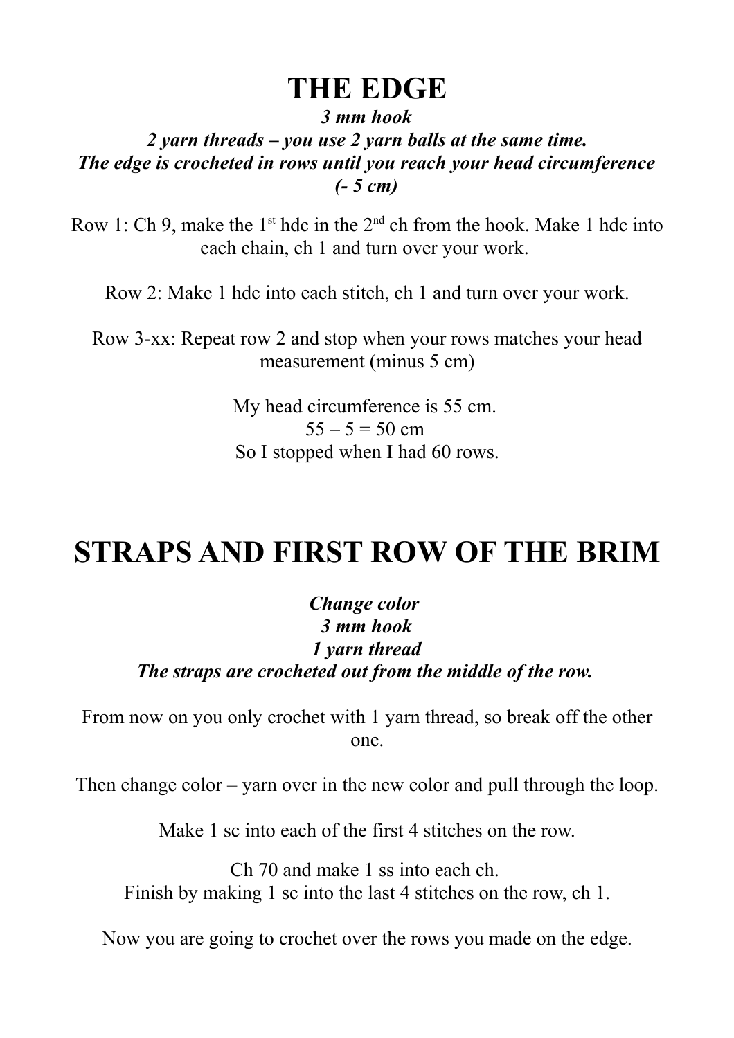# THE EDGE

***3 mm hook***
***2 yarn threads – you use 2 yarn balls at the same time.***
***The edge is crocheted in rows until you reach your head circumference (- 5 cm)***

Row 1: Ch 9, make the 1st hdc in the 2nd ch from the hook. Make 1 hdc into each chain, ch 1 and turn over your work.

Row 2: Make 1 hdc into each stitch, ch 1 and turn over your work.

Row 3-xx: Repeat row 2 and stop when your rows matches your head measurement (minus 5 cm)

My head circumference is 55 cm.
55 – 5 = 50 cm
So I stopped when I had 60 rows.

# STRAPS AND FIRST ROW OF THE BRIM

***Change color***
***3 mm hook***
***1 yarn thread***
***The straps are crocheted out from the middle of the row.***

From now on you only crochet with 1 yarn thread, so break off the other one.

Then change color – yarn over in the new color and pull through the loop.

Make 1 sc into each of the first 4 stitches on the row.

Ch 70 and make 1 ss into each ch.
Finish by making 1 sc into the last 4 stitches on the row, ch 1.

Now you are going to crochet over the rows you made on the edge.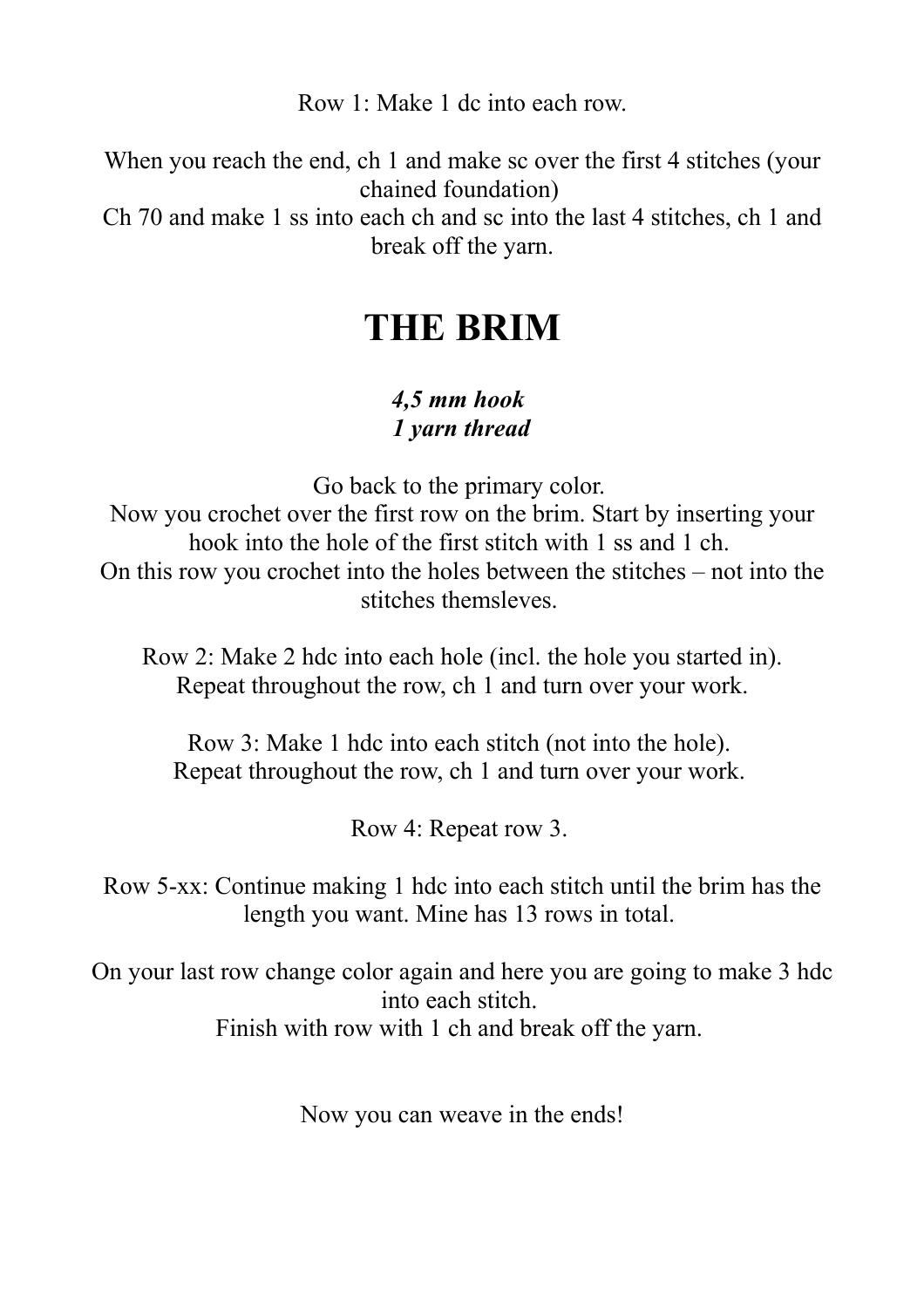Row 1: Make 1 dc into each row.

When you reach the end, ch 1 and make sc over the first 4 stitches (your chained foundation)
Ch 70 and make 1 ss into each ch and sc into the last 4 stitches, ch 1 and break off the yarn.

# THE BRIM

***4,5 mm hook***
***1 yarn thread***

Go back to the primary color.
Now you crochet over the first row on the brim. Start by inserting your hook into the hole of the first stitch with 1 ss and 1 ch.
On this row you crochet into the holes between the stitches – not into the stitches themsleves.

Row 2: Make 2 hdc into each hole (incl. the hole you started in).
Repeat throughout the row, ch 1 and turn over your work.

Row 3: Make 1 hdc into each stitch (not into the hole).
Repeat throughout the row, ch 1 and turn over your work.

Row 4: Repeat row 3.

Row 5-xx: Continue making 1 hdc into each stitch until the brim has the length you want. Mine has 13 rows in total.

On your last row change color again and here you are going to make 3 hdc into each stitch.
Finish with row with 1 ch and break off the yarn.

Now you can weave in the ends!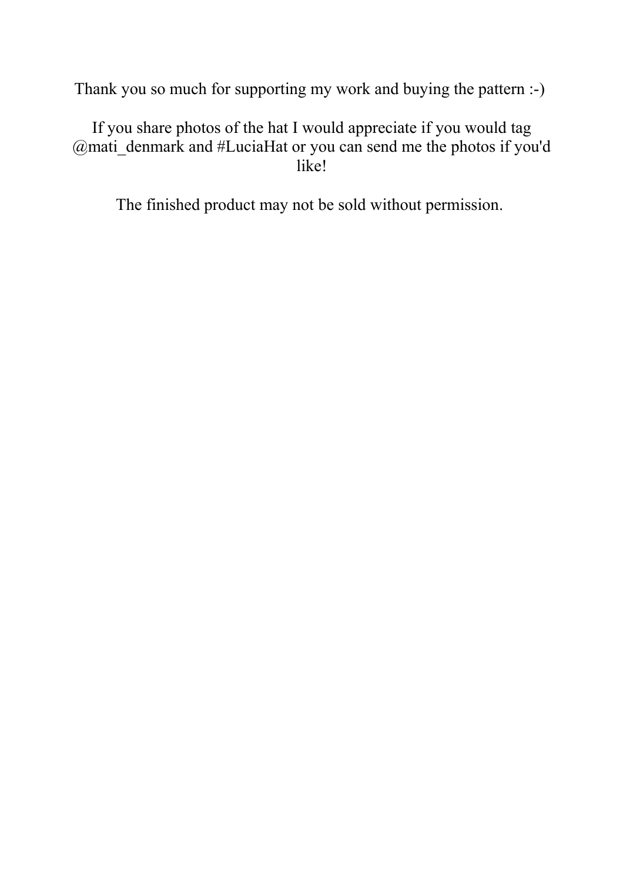Thank you so much for supporting my work and buying the pattern :-)

If you share photos of the hat I would appreciate if you would tag @mati_denmark and #LuciaHat or you can send me the photos if you'd like!

The finished product may not be sold without permission.